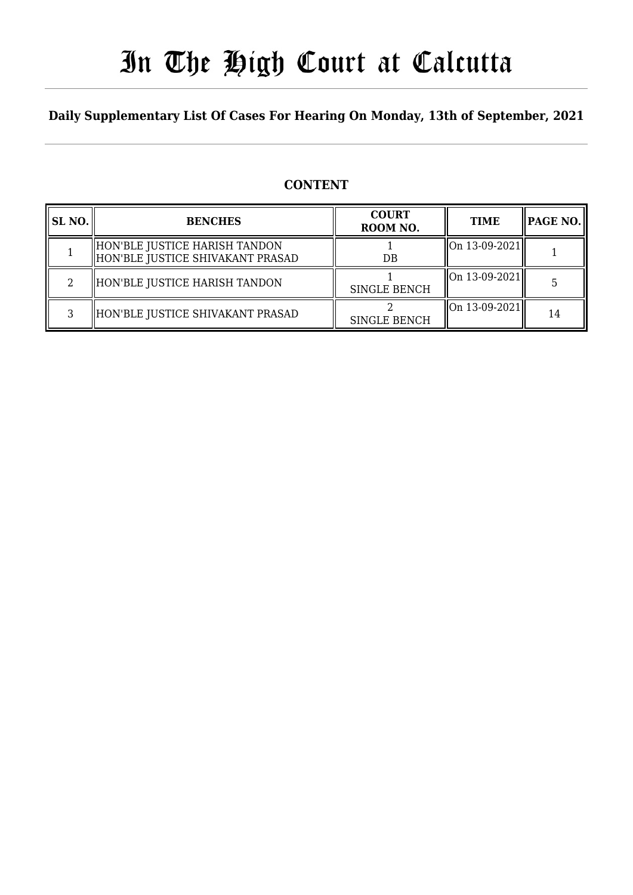# In The High Court at Calcutta

**Daily Supplementary List Of Cases For Hearing On Monday, 13th of September, 2021**

## CONTENT

| SL NO. | BENCHES | COURT ROOM NO. | TIME | PAGE NO. |
|---|---|---|---|---|
| 1 | HON'BLE JUSTICE HARISH TANDON<br>HON'BLE JUSTICE SHIVAKANT PRASAD | 1<br>DB | On 13-09-2021 | 1 |
| 2 | HON'BLE JUSTICE HARISH TANDON | 1<br>SINGLE BENCH | On 13-09-2021 | 5 |
| 3 | HON'BLE JUSTICE SHIVAKANT PRASAD | 2<br>SINGLE BENCH | On 13-09-2021 | 14 |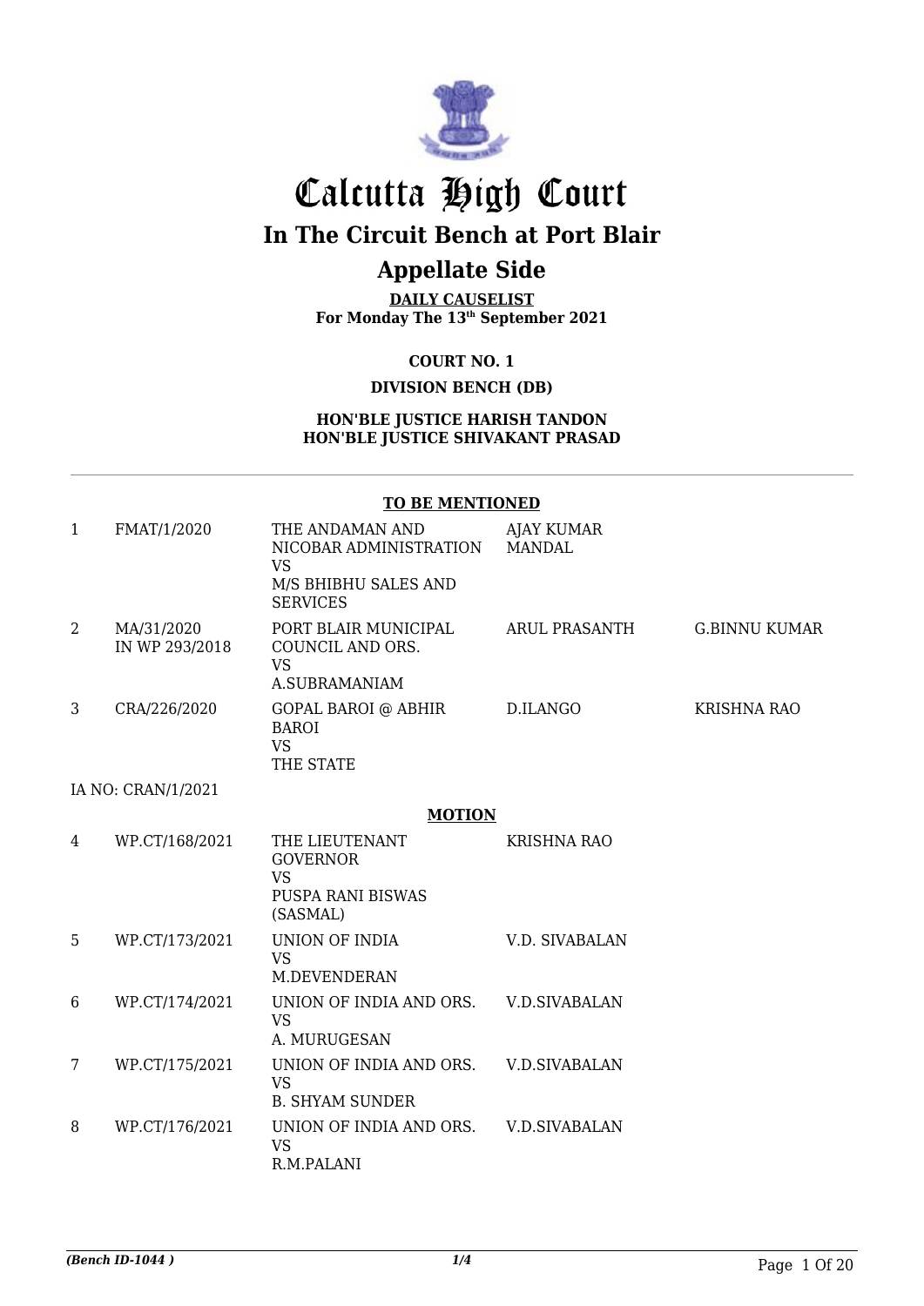# Calcutta High Court

## In The Circuit Bench at Port Blair

## Appellate Side

**DAILY CAUSELIST**
**For Monday The 13th September 2021**

**COURT NO. 1**

**DIVISION BENCH (DB)**

**HON'BLE JUSTICE HARISH TANDON**
**HON'BLE JUSTICE SHIVAKANT PRASAD**

**TO BE MENTIONED**

| | | | | |
|---|---|---|---|---|
| 1 | FMAT/1/2020 | THE ANDAMAN AND NICOBAR ADMINISTRATION VS M/S BHIBHU SALES AND SERVICES | AJAY KUMAR MANDAL | |
| 2 | MA/31/2020 IN WP 293/2018 | PORT BLAIR MUNICIPAL COUNCIL AND ORS. VS A.SUBRAMANIAM | ARUL PRASANTH | G.BINNU KUMAR |
| 3 | CRA/226/2020 | GOPAL BAROI @ ABHIR BAROI VS THE STATE | D.ILANGO | KRISHNA RAO |

IA NO: CRAN/1/2021

**MOTION**

| | | | | |
|---|---|---|---|---|
| 4 | WP.CT/168/2021 | THE LIEUTENANT GOVERNOR VS PUSPA RANI BISWAS (SASMAL) | KRISHNA RAO | |
| 5 | WP.CT/173/2021 | UNION OF INDIA VS M.DEVENDERAN | V.D. SIVABALAN | |
| 6 | WP.CT/174/2021 | UNION OF INDIA AND ORS. VS A. MURUGESAN | V.D.SIVABALAN | |
| 7 | WP.CT/175/2021 | UNION OF INDIA AND ORS. VS B. SHYAM SUNDER | V.D.SIVABALAN | |
| 8 | WP.CT/176/2021 | UNION OF INDIA AND ORS. VS R.M.PALANI | V.D.SIVABALAN | |

*(Bench ID-1044 )* 1/4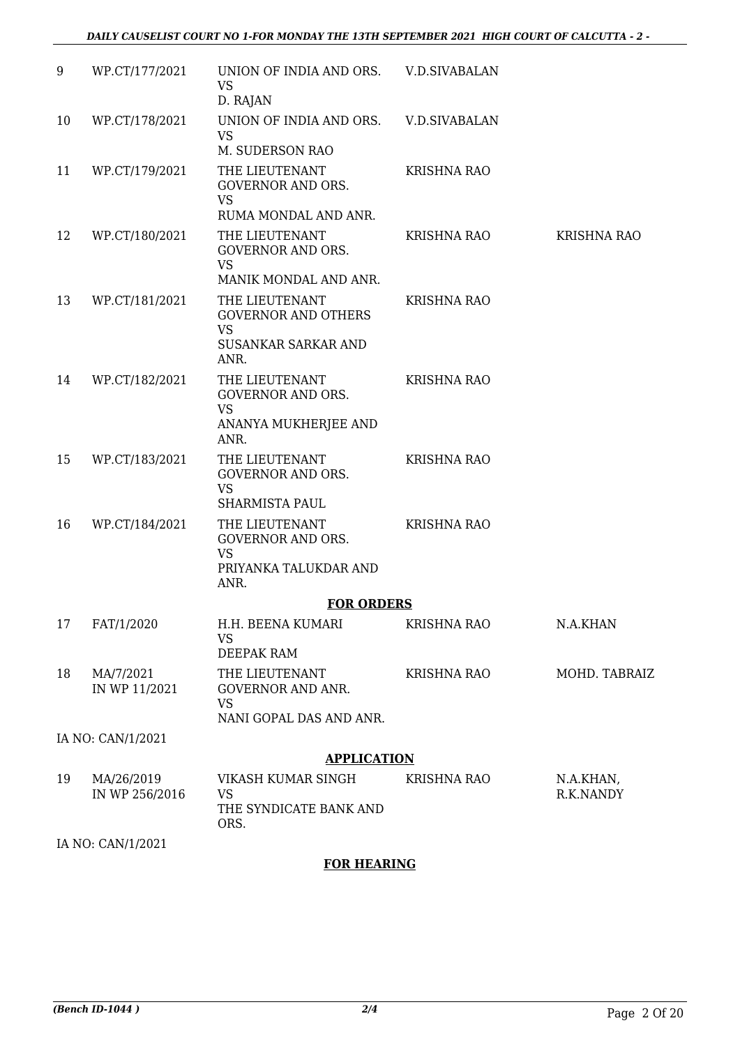| | | | | |
|---|---|---|---|---|
| 9 | WP.CT/177/2021 | UNION OF INDIA AND ORS. VS D. RAJAN | V.D.SIVABALAN | |
| 10 | WP.CT/178/2021 | UNION OF INDIA AND ORS. VS M. SUDERSON RAO | V.D.SIVABALAN | |
| 11 | WP.CT/179/2021 | THE LIEUTENANT GOVERNOR AND ORS. VS RUMA MONDAL AND ANR. | KRISHNA RAO | |
| 12 | WP.CT/180/2021 | THE LIEUTENANT GOVERNOR AND ORS. VS MANIK MONDAL AND ANR. | KRISHNA RAO | KRISHNA RAO |
| 13 | WP.CT/181/2021 | THE LIEUTENANT GOVERNOR AND OTHERS VS SUSANKAR SARKAR AND ANR. | KRISHNA RAO | |
| 14 | WP.CT/182/2021 | THE LIEUTENANT GOVERNOR AND ORS. VS ANANYA MUKHERJEE AND ANR. | KRISHNA RAO | |
| 15 | WP.CT/183/2021 | THE LIEUTENANT GOVERNOR AND ORS. VS SHARMISTA PAUL | KRISHNA RAO | |
| 16 | WP.CT/184/2021 | THE LIEUTENANT GOVERNOR AND ORS. VS PRIYANKA TALUKDAR AND ANR. | KRISHNA RAO | |

**FOR ORDERS**

| | | | | |
|---|---|---|---|---|
| 17 | FAT/1/2020 | H.H. BEENA KUMARI VS DEEPAK RAM | KRISHNA RAO | N.A.KHAN |
| 18 | MA/7/2021 IN WP 11/2021 | THE LIEUTENANT GOVERNOR AND ANR. VS NANI GOPAL DAS AND ANR. | KRISHNA RAO | MOHD. TABRAIZ |

IA NO: CAN/1/2021

**APPLICATION**

| | | | | |
|---|---|---|---|---|
| 19 | MA/26/2019 IN WP 256/2016 | VIKASH KUMAR SINGH VS THE SYNDICATE BANK AND ORS. | KRISHNA RAO | N.A.KHAN, R.K.NANDY |

IA NO: CAN/1/2021

**FOR HEARING**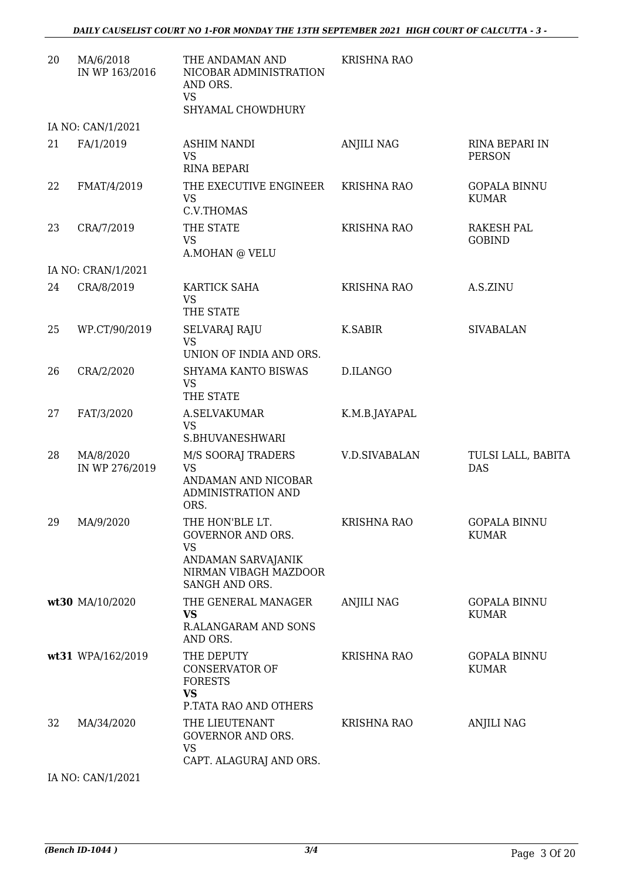| | | | | |
|---|---|---|---|---|
| 20 | MA/6/2018<br>IN WP 163/2016 | THE ANDAMAN AND NICOBAR ADMINISTRATION AND ORS.<br>VS<br>SHYAMAL CHOWDHURY | KRISHNA RAO | |
| | IA NO: CAN/1/2021 | | | |
| 21 | FA/1/2019 | ASHIM NANDI<br>VS<br>RINA BEPARI | ANJILI NAG | RINA BEPARI IN PERSON |
| 22 | FMAT/4/2019 | THE EXECUTIVE ENGINEER<br>VS<br>C.V.THOMAS | KRISHNA RAO | GOPALA BINNU KUMAR |
| 23 | CRA/7/2019 | THE STATE<br>VS<br>A.MOHAN @ VELU | KRISHNA RAO | RAKESH PAL GOBIND |
| | IA NO: CRAN/1/2021 | | | |
| 24 | CRA/8/2019 | KARTICK SAHA<br>VS<br>THE STATE | KRISHNA RAO | A.S.ZINU |
| 25 | WP.CT/90/2019 | SELVARAJ RAJU<br>VS<br>UNION OF INDIA AND ORS. | K.SABIR | SIVABALAN |
| 26 | CRA/2/2020 | SHYAMA KANTO BISWAS<br>VS<br>THE STATE | D.ILANGO | |
| 27 | FAT/3/2020 | A.SELVAKUMAR<br>VS<br>S.BHUVANESHWARI | K.M.B.JAYAPAL | |
| 28 | MA/8/2020<br>IN WP 276/2019 | M/S SOORAJ TRADERS<br>VS<br>ANDAMAN AND NICOBAR ADMINISTRATION AND ORS. | V.D.SIVABALAN | TULSI LALL, BABITA DAS |
| 29 | MA/9/2020 | THE HON'BLE LT. GOVERNOR AND ORS.<br>VS<br>ANDAMAN SARVAJANIK NIRMAN VIBAGH MAZDOOR SANGH AND ORS. | KRISHNA RAO | GOPALA BINNU KUMAR |
| **wt30** | MA/10/2020 | THE GENERAL MANAGER<br>**VS**<br>R.ALANGARAM AND SONS AND ORS. | ANJILI NAG | GOPALA BINNU KUMAR |
| **wt31** | WPA/162/2019 | THE DEPUTY CONSERVATOR OF FORESTS<br>**VS**<br>P.TATA RAO AND OTHERS | KRISHNA RAO | GOPALA BINNU KUMAR |
| 32 | MA/34/2020 | THE LIEUTENANT GOVERNOR AND ORS.<br>VS<br>CAPT. ALAGURAJ AND ORS. | KRISHNA RAO | ANJILI NAG |
| | IA NO: CAN/1/2021 | | | |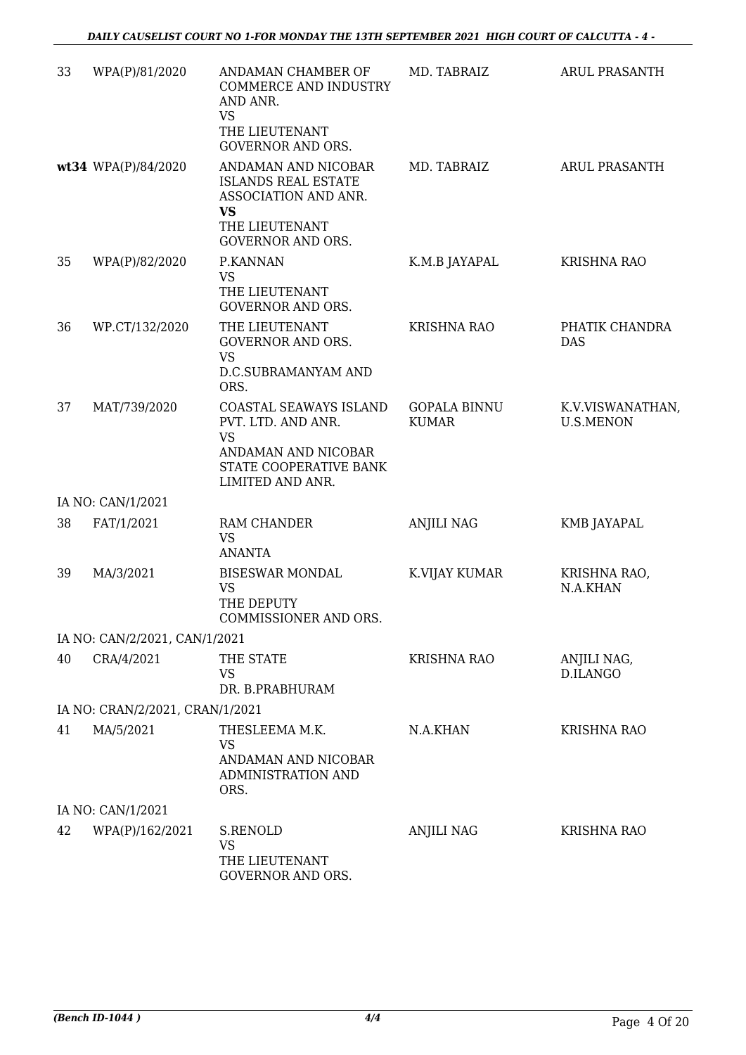| | | | | |
|---|---|---|---|---|
| 33 | WPA(P)/81/2020 | ANDAMAN CHAMBER OF COMMERCE AND INDUSTRY AND ANR.<br>VS<br>THE LIEUTENANT GOVERNOR AND ORS. | MD. TABRAIZ | ARUL PRASANTH |
| **wt34** | WPA(P)/84/2020 | ANDAMAN AND NICOBAR ISLANDS REAL ESTATE ASSOCIATION AND ANR.<br>**VS**<br>THE LIEUTENANT GOVERNOR AND ORS. | MD. TABRAIZ | ARUL PRASANTH |
| 35 | WPA(P)/82/2020 | P.KANNAN<br>VS<br>THE LIEUTENANT GOVERNOR AND ORS. | K.M.B JAYAPAL | KRISHNA RAO |
| 36 | WP.CT/132/2020 | THE LIEUTENANT GOVERNOR AND ORS.<br>VS<br>D.C.SUBRAMANYAM AND ORS. | KRISHNA RAO | PHATIK CHANDRA DAS |
| 37 | MAT/739/2020 | COASTAL SEAWAYS ISLAND PVT. LTD. AND ANR.<br>VS<br>ANDAMAN AND NICOBAR STATE COOPERATIVE BANK LIMITED AND ANR. | GOPALA BINNU KUMAR | K.V.VISWANATHAN, U.S.MENON |
| | IA NO: CAN/1/2021 | | | |
| 38 | FAT/1/2021 | RAM CHANDER<br>VS<br>ANANTA | ANJILI NAG | KMB JAYAPAL |
| 39 | MA/3/2021 | BISESWAR MONDAL<br>VS<br>THE DEPUTY COMMISSIONER AND ORS. | K.VIJAY KUMAR | KRISHNA RAO, N.A.KHAN |
| | IA NO: CAN/2/2021, CAN/1/2021 | | | |
| 40 | CRA/4/2021 | THE STATE<br>VS<br>DR. B.PRABHURAM | KRISHNA RAO | ANJILI NAG, D.ILANGO |
| | IA NO: CRAN/2/2021, CRAN/1/2021 | | | |
| 41 | MA/5/2021 | THESLEEMA M.K.<br>VS<br>ANDAMAN AND NICOBAR ADMINISTRATION AND ORS. | N.A.KHAN | KRISHNA RAO |
| | IA NO: CAN/1/2021 | | | |
| 42 | WPA(P)/162/2021 | S.RENOLD<br>VS<br>THE LIEUTENANT GOVERNOR AND ORS. | ANJILI NAG | KRISHNA RAO |

*(Bench ID-1044 )* 4/4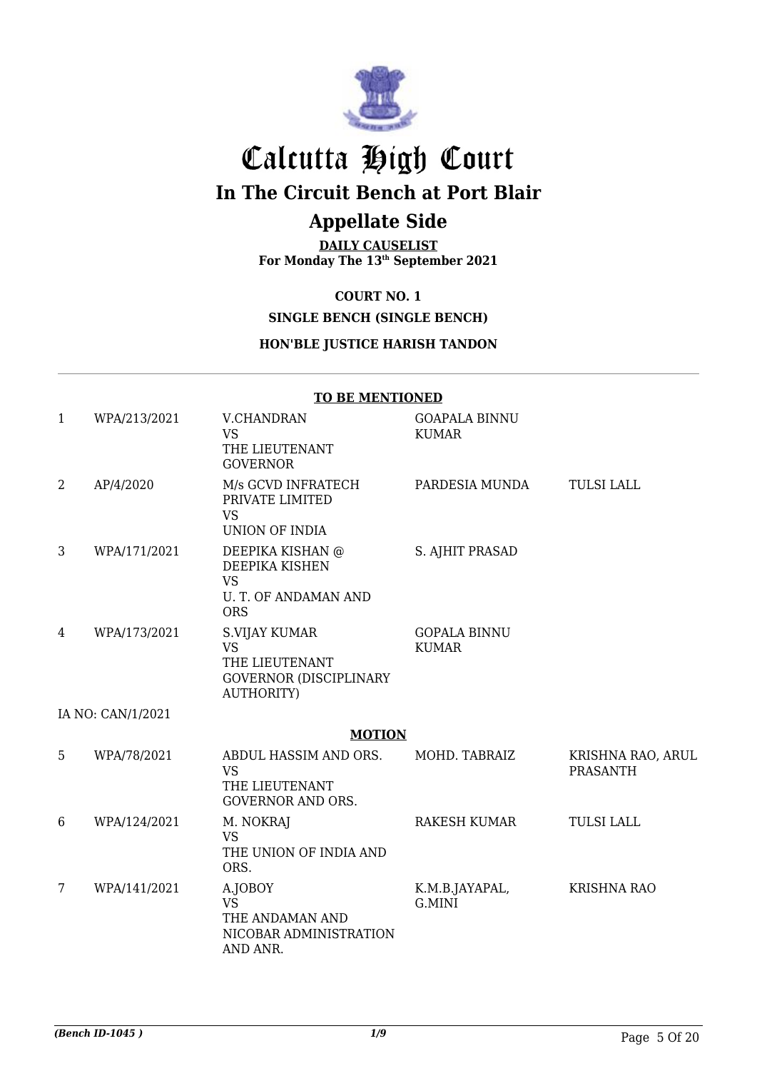# Calcutta High Court

## In The Circuit Bench at Port Blair

## Appellate Side

**DAILY CAUSELIST**
**For Monday The 13th September 2021**

**COURT NO. 1**

**SINGLE BENCH (SINGLE BENCH)**

**HON'BLE JUSTICE HARISH TANDON**

**TO BE MENTIONED**

| | | | | |
|---|---|---|---|---|
| 1 | WPA/213/2021 | V.CHANDRAN<br>VS<br>THE LIEUTENANT GOVERNOR | GOAPALA BINNU KUMAR | |
| 2 | AP/4/2020 | M/s GCVD INFRATECH PRIVATE LIMITED<br>VS<br>UNION OF INDIA | PARDESIA MUNDA | TULSI LALL |
| 3 | WPA/171/2021 | DEEPIKA KISHAN @ DEEPIKA KISHEN<br>VS<br>U. T. OF ANDAMAN AND ORS | S. AJHIT PRASAD | |
| 4 | WPA/173/2021 | S.VIJAY KUMAR<br>VS<br>THE LIEUTENANT GOVERNOR (DISCIPLINARY AUTHORITY) | GOPALA BINNU KUMAR | |

IA NO: CAN/1/2021

**MOTION**

| | | | | |
|---|---|---|---|---|
| 5 | WPA/78/2021 | ABDUL HASSIM AND ORS.<br>VS<br>THE LIEUTENANT GOVERNOR AND ORS. | MOHD. TABRAIZ | KRISHNA RAO, ARUL PRASANTH |
| 6 | WPA/124/2021 | M. NOKRAJ<br>VS<br>THE UNION OF INDIA AND ORS. | RAKESH KUMAR | TULSI LALL |
| 7 | WPA/141/2021 | A.JOBOY<br>VS<br>THE ANDAMAN AND NICOBAR ADMINISTRATION AND ANR. | K.M.B.JAYAPAL, G.MINI | KRISHNA RAO |

*(Bench ID-1045 )*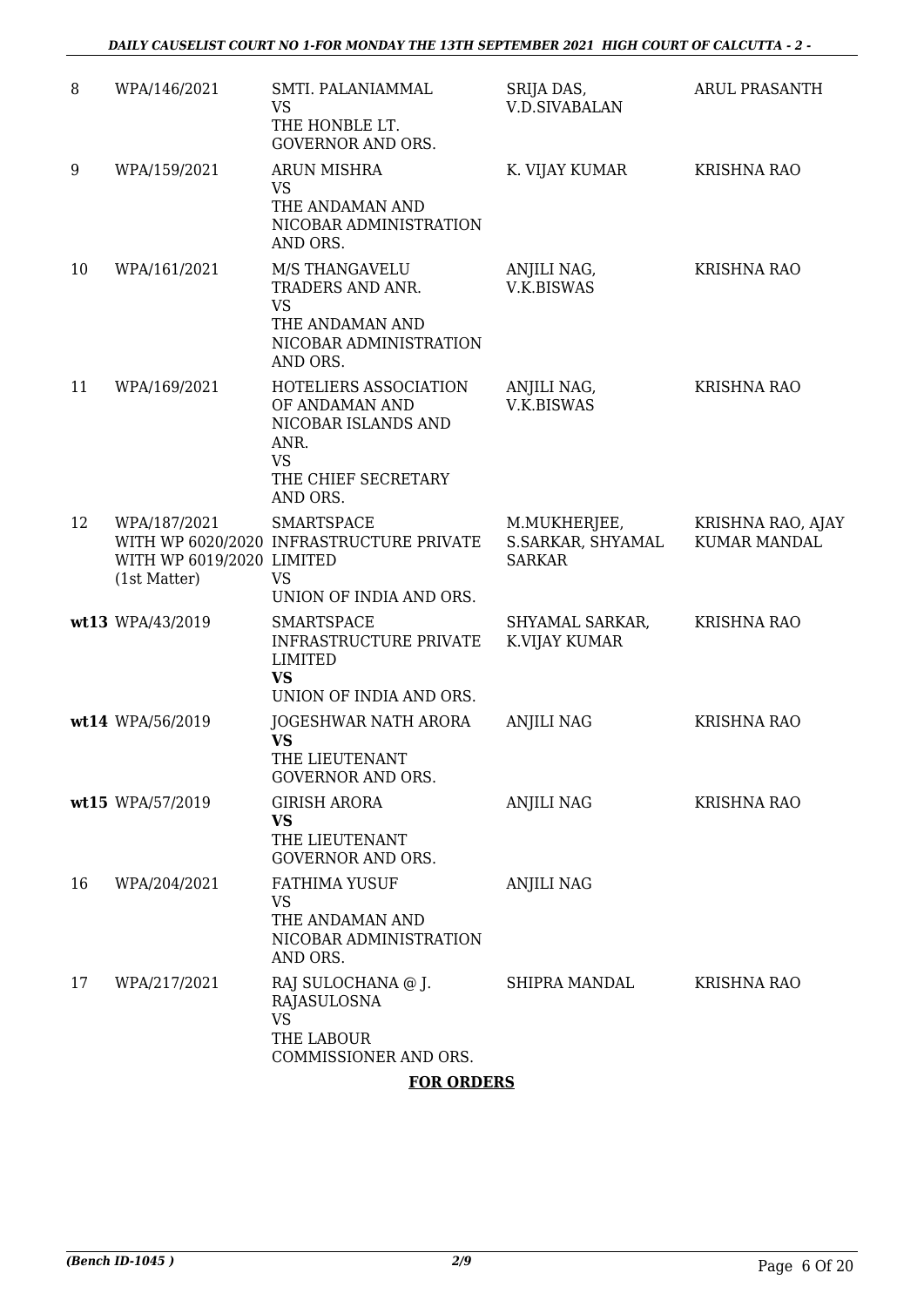| 8 | WPA/146/2021 | SMTI. PALANIAMMAL<br>VS<br>THE HONBLE LT. GOVERNOR AND ORS. | SRIJA DAS, V.D.SIVABALAN | ARUL PRASANTH |
|---|---|---|---|---|
| 9 | WPA/159/2021 | ARUN MISHRA<br>VS<br>THE ANDAMAN AND NICOBAR ADMINISTRATION AND ORS. | K. VIJAY KUMAR | KRISHNA RAO |
| 10 | WPA/161/2021 | M/S THANGAVELU TRADERS AND ANR.<br>VS<br>THE ANDAMAN AND NICOBAR ADMINISTRATION AND ORS. | ANJILI NAG, V.K.BISWAS | KRISHNA RAO |
| 11 | WPA/169/2021 | HOTELIERS ASSOCIATION OF ANDAMAN AND NICOBAR ISLANDS AND ANR.<br>VS<br>THE CHIEF SECRETARY AND ORS. | ANJILI NAG, V.K.BISWAS | KRISHNA RAO |
| 12 | WPA/187/2021<br>WITH WP 6020/2020<br>WITH WP 6019/2020<br>(1st Matter) | SMARTSPACE INFRASTRUCTURE PRIVATE LIMITED<br>VS<br>UNION OF INDIA AND ORS. | M.MUKHERJEE, S.SARKAR, SHYAMAL SARKAR | KRISHNA RAO, AJAY KUMAR MANDAL |
| wt13 | WPA/43/2019 | SMARTSPACE INFRASTRUCTURE PRIVATE LIMITED<br>**VS**<br>UNION OF INDIA AND ORS. | SHYAMAL SARKAR, K.VIJAY KUMAR | KRISHNA RAO |
| wt14 | WPA/56/2019 | JOGESHWAR NATH ARORA<br>**VS**<br>THE LIEUTENANT GOVERNOR AND ORS. | ANJILI NAG | KRISHNA RAO |
| wt15 | WPA/57/2019 | GIRISH ARORA<br>**VS**<br>THE LIEUTENANT GOVERNOR AND ORS. | ANJILI NAG | KRISHNA RAO |
| 16 | WPA/204/2021 | FATHIMA YUSUF<br>VS<br>THE ANDAMAN AND NICOBAR ADMINISTRATION AND ORS. | ANJILI NAG | |
| 17 | WPA/217/2021 | RAJ SULOCHANA @ J. RAJASULOSNA<br>VS<br>THE LABOUR COMMISSIONER AND ORS. | SHIPRA MANDAL | KRISHNA RAO |

**FOR ORDERS**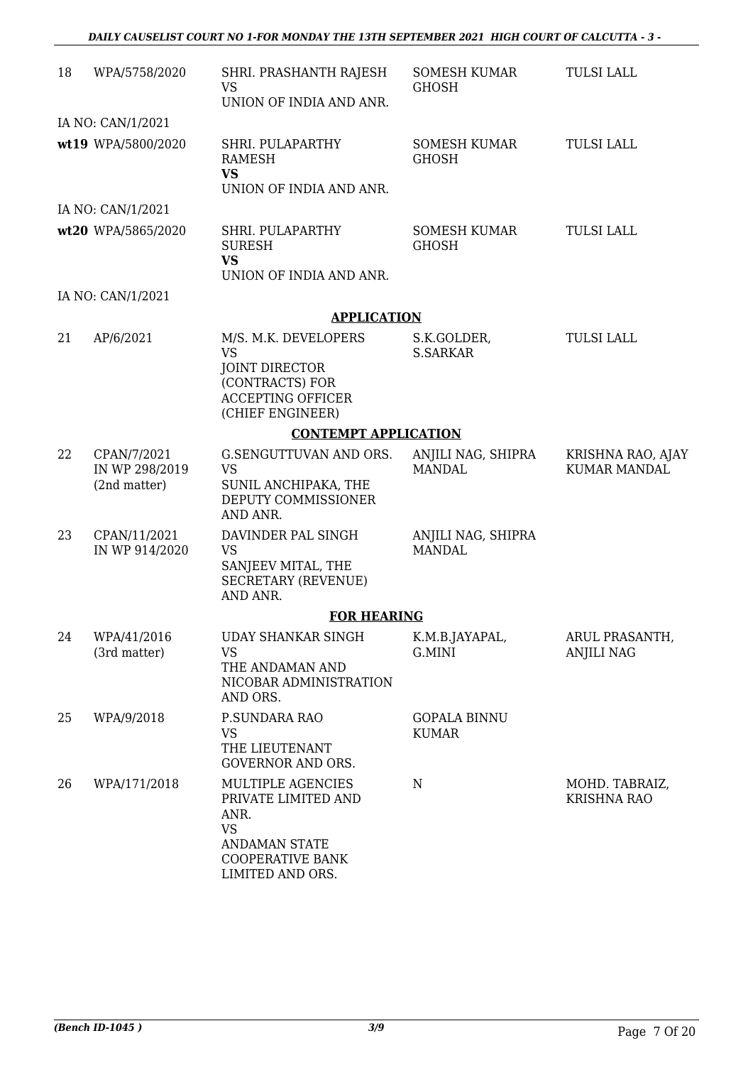| 18 | WPA/5758/2020 | SHRI. PRASHANTH RAJESH<br>VS<br>UNION OF INDIA AND ANR. | SOMESH KUMAR GHOSH | TULSI LALL |
|---|---|---|---|---|
| | IA NO: CAN/1/2021 | | | |
| **wt19** | WPA/5800/2020 | SHRI. PULAPARTHY RAMESH<br>**VS**<br>UNION OF INDIA AND ANR. | SOMESH KUMAR GHOSH | TULSI LALL |
| | IA NO: CAN/1/2021 | | | |
| **wt20** | WPA/5865/2020 | SHRI. PULAPARTHY SURESH<br>**VS**<br>UNION OF INDIA AND ANR. | SOMESH KUMAR GHOSH | TULSI LALL |
| | IA NO: CAN/1/2021 | | | |

**APPLICATION**

| 21 | AP/6/2021 | M/S. M.K. DEVELOPERS<br>VS<br>JOINT DIRECTOR (CONTRACTS) FOR ACCEPTING OFFICER (CHIEF ENGINEER) | S.K.GOLDER, S.SARKAR | TULSI LALL |
|---|---|---|---|---|

**CONTEMPT APPLICATION**

| 22 | CPAN/7/2021 IN WP 298/2019 (2nd matter) | G.SENGUTTUVAN AND ORS.<br>VS<br>SUNIL ANCHIPAKA, THE DEPUTY COMMISSIONER AND ANR. | ANJILI NAG, SHIPRA MANDAL | KRISHNA RAO, AJAY KUMAR MANDAL |
|---|---|---|---|---|
| 23 | CPAN/11/2021 IN WP 914/2020 | DAVINDER PAL SINGH<br>VS<br>SANJEEV MITAL, THE SECRETARY (REVENUE) AND ANR. | ANJILI NAG, SHIPRA MANDAL | |

**FOR HEARING**

| 24 | WPA/41/2016 (3rd matter) | UDAY SHANKAR SINGH<br>VS<br>THE ANDAMAN AND NICOBAR ADMINISTRATION AND ORS. | K.M.B.JAYAPAL, G.MINI | ARUL PRASANTH, ANJILI NAG |
|---|---|---|---|---|
| 25 | WPA/9/2018 | P.SUNDARA RAO<br>VS<br>THE LIEUTENANT GOVERNOR AND ORS. | GOPALA BINNU KUMAR | |
| 26 | WPA/171/2018 | MULTIPLE AGENCIES PRIVATE LIMITED AND ANR.<br>VS<br>ANDAMAN STATE COOPERATIVE BANK LIMITED AND ORS. | N | MOHD. TABRAIZ, KRISHNA RAO |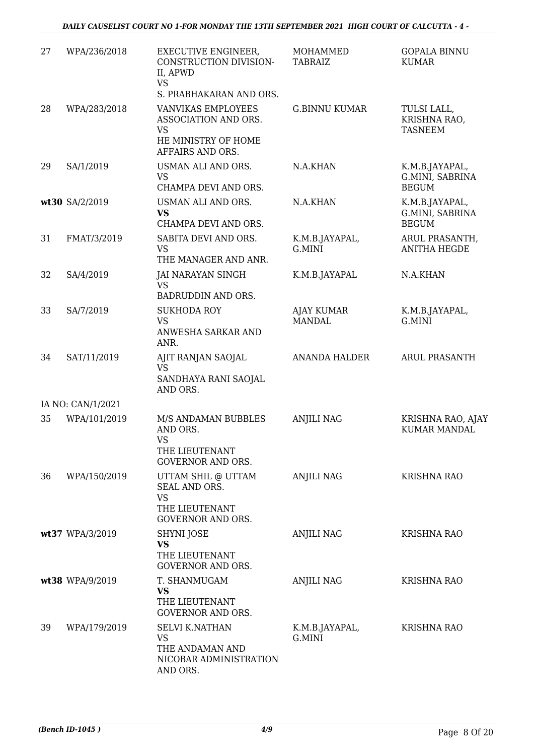| 27 | WPA/236/2018 | EXECUTIVE ENGINEER, CONSTRUCTION DIVISION-II, APWD<br>VS<br>S. PRABHAKARAN AND ORS. | MOHAMMED TABRAIZ | GOPALA BINNU KUMAR |
|---|---|---|---|---|
| 28 | WPA/283/2018 | VANVIKAS EMPLOYEES ASSOCIATION AND ORS.<br>VS<br>HE MINISTRY OF HOME AFFAIRS AND ORS. | G.BINNU KUMAR | TULSI LALL, KRISHNA RAO, TASNEEM |
| 29 | SA/1/2019 | USMAN ALI AND ORS.<br>VS<br>CHAMPA DEVI AND ORS. | N.A.KHAN | K.M.B.JAYAPAL, G.MINI, SABRINA BEGUM |
| **wt**30 | SA/2/2019 | USMAN ALI AND ORS.<br>**VS**<br>CHAMPA DEVI AND ORS. | N.A.KHAN | K.M.B.JAYAPAL, G.MINI, SABRINA BEGUM |
| 31 | FMAT/3/2019 | SABITA DEVI AND ORS.<br>VS<br>THE MANAGER AND ANR. | K.M.B.JAYAPAL, G.MINI | ARUL PRASANTH, ANITHA HEGDE |
| 32 | SA/4/2019 | JAI NARAYAN SINGH<br>VS<br>BADRUDDIN AND ORS. | K.M.B.JAYAPAL | N.A.KHAN |
| 33 | SA/7/2019 | SUKHODA ROY<br>VS<br>ANWESHA SARKAR AND ANR. | AJAY KUMAR MANDAL | K.M.B.JAYAPAL, G.MINI |
| 34 | SAT/11/2019 | AJIT RANJAN SAOJAL<br>VS<br>SANDHAYA RANI SAOJAL AND ORS. | ANANDA HALDER | ARUL PRASANTH |
| | IA NO: CAN/1/2021 | | | |
| 35 | WPA/101/2019 | M/S ANDAMAN BUBBLES AND ORS.<br>VS<br>THE LIEUTENANT GOVERNOR AND ORS. | ANJILI NAG | KRISHNA RAO, AJAY KUMAR MANDAL |
| 36 | WPA/150/2019 | UTTAM SHIL @ UTTAM SEAL AND ORS.<br>VS<br>THE LIEUTENANT GOVERNOR AND ORS. | ANJILI NAG | KRISHNA RAO |
| **wt**37 | WPA/3/2019 | SHYNI JOSE<br>**VS**<br>THE LIEUTENANT GOVERNOR AND ORS. | ANJILI NAG | KRISHNA RAO |
| **wt**38 | WPA/9/2019 | T. SHANMUGAM<br>**VS**<br>THE LIEUTENANT GOVERNOR AND ORS. | ANJILI NAG | KRISHNA RAO |
| 39 | WPA/179/2019 | SELVI K.NATHAN<br>VS<br>THE ANDAMAN AND NICOBAR ADMINISTRATION AND ORS. | K.M.B.JAYAPAL, G.MINI | KRISHNA RAO |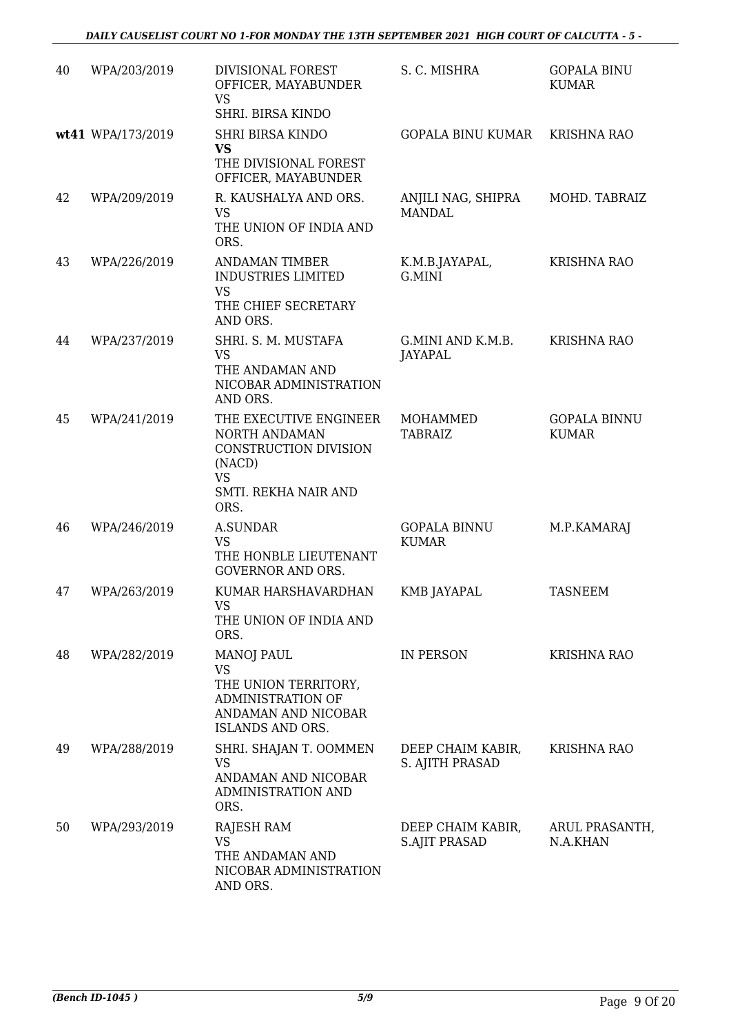| | | | | |
|---|---|---|---|---|
| 40 | WPA/203/2019 | DIVISIONAL FOREST OFFICER, MAYABUNDER<br>VS<br>SHRI. BIRSA KINDO | S. C. MISHRA | GOPALA BINU KUMAR |
| **wt41** | WPA/173/2019 | SHRI BIRSA KINDO<br>**VS**<br>THE DIVISIONAL FOREST OFFICER, MAYABUNDER | GOPALA BINU KUMAR | KRISHNA RAO |
| 42 | WPA/209/2019 | R. KAUSHALYA AND ORS.<br>VS<br>THE UNION OF INDIA AND ORS. | ANJILI NAG, SHIPRA MANDAL | MOHD. TABRAIZ |
| 43 | WPA/226/2019 | ANDAMAN TIMBER INDUSTRIES LIMITED<br>VS<br>THE CHIEF SECRETARY AND ORS. | K.M.B.JAYAPAL, G.MINI | KRISHNA RAO |
| 44 | WPA/237/2019 | SHRI. S. M. MUSTAFA<br>VS<br>THE ANDAMAN AND NICOBAR ADMINISTRATION AND ORS. | G.MINI AND K.M.B. JAYAPAL | KRISHNA RAO |
| 45 | WPA/241/2019 | THE EXECUTIVE ENGINEER NORTH ANDAMAN CONSTRUCTION DIVISION (NACD)<br>VS<br>SMTI. REKHA NAIR AND ORS. | MOHAMMED TABRAIZ | GOPALA BINNU KUMAR |
| 46 | WPA/246/2019 | A.SUNDAR<br>VS<br>THE HONBLE LIEUTENANT GOVERNOR AND ORS. | GOPALA BINNU KUMAR | M.P.KAMARAJ |
| 47 | WPA/263/2019 | KUMAR HARSHAVARDHAN<br>VS<br>THE UNION OF INDIA AND ORS. | KMB JAYAPAL | TASNEEM |
| 48 | WPA/282/2019 | MANOJ PAUL<br>VS<br>THE UNION TERRITORY, ADMINISTRATION OF ANDAMAN AND NICOBAR ISLANDS AND ORS. | IN PERSON | KRISHNA RAO |
| 49 | WPA/288/2019 | SHRI. SHAJAN T. OOMMEN<br>VS<br>ANDAMAN AND NICOBAR ADMINISTRATION AND ORS. | DEEP CHAIM KABIR, S. AJITH PRASAD | KRISHNA RAO |
| 50 | WPA/293/2019 | RAJESH RAM<br>VS<br>THE ANDAMAN AND NICOBAR ADMINISTRATION AND ORS. | DEEP CHAIM KABIR, S.AJIT PRASAD | ARUL PRASANTH, N.A.KHAN |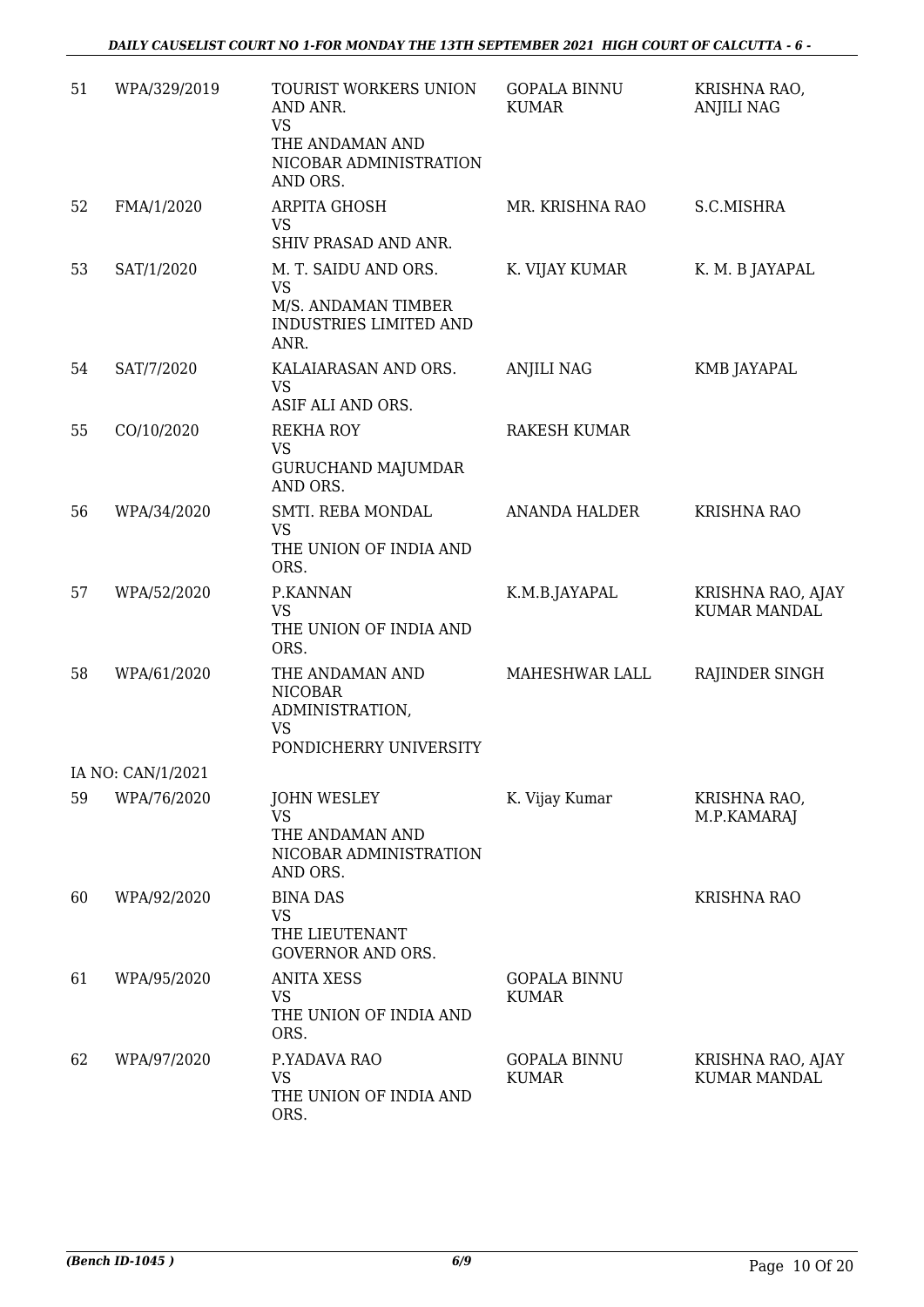| | | | | |
|---|---|---|---|---|
| 51 | WPA/329/2019 | TOURIST WORKERS UNION AND ANR. VS THE ANDAMAN AND NICOBAR ADMINISTRATION AND ORS. | GOPALA BINNU KUMAR | KRISHNA RAO, ANJILI NAG |
| 52 | FMA/1/2020 | ARPITA GHOSH VS SHIV PRASAD AND ANR. | MR. KRISHNA RAO | S.C.MISHRA |
| 53 | SAT/1/2020 | M. T. SAIDU AND ORS. VS M/S. ANDAMAN TIMBER INDUSTRIES LIMITED AND ANR. | K. VIJAY KUMAR | K. M. B JAYAPAL |
| 54 | SAT/7/2020 | KALAIARASAN AND ORS. VS ASIF ALI AND ORS. | ANJILI NAG | KMB JAYAPAL |
| 55 | CO/10/2020 | REKHA ROY VS GURUCHAND MAJUMDAR AND ORS. | RAKESH KUMAR | |
| 56 | WPA/34/2020 | SMTI. REBA MONDAL VS THE UNION OF INDIA AND ORS. | ANANDA HALDER | KRISHNA RAO |
| 57 | WPA/52/2020 | P.KANNAN VS THE UNION OF INDIA AND ORS. | K.M.B.JAYAPAL | KRISHNA RAO, AJAY KUMAR MANDAL |
| 58 | WPA/61/2020 | THE ANDAMAN AND NICOBAR ADMINISTRATION, VS PONDICHERRY UNIVERSITY | MAHESHWAR LALL | RAJINDER SINGH |
| | IA NO: CAN/1/2021 | | | |
| 59 | WPA/76/2020 | JOHN WESLEY VS THE ANDAMAN AND NICOBAR ADMINISTRATION AND ORS. | K. Vijay Kumar | KRISHNA RAO, M.P.KAMARAJ |
| 60 | WPA/92/2020 | BINA DAS VS THE LIEUTENANT GOVERNOR AND ORS. | | KRISHNA RAO |
| 61 | WPA/95/2020 | ANITA XESS VS THE UNION OF INDIA AND ORS. | GOPALA BINNU KUMAR | |
| 62 | WPA/97/2020 | P.YADAVA RAO VS THE UNION OF INDIA AND ORS. | GOPALA BINNU KUMAR | KRISHNA RAO, AJAY KUMAR MANDAL |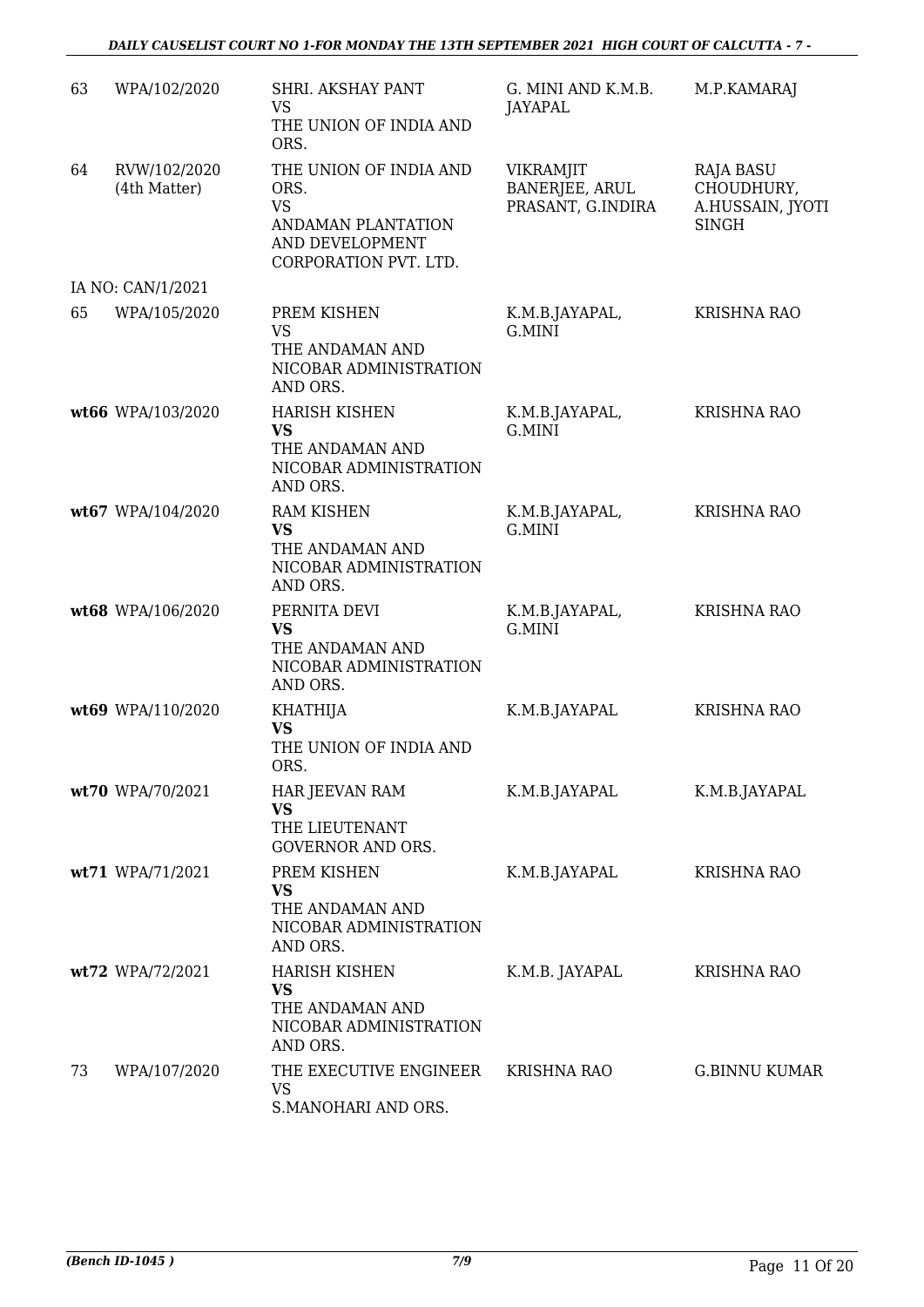| | | | | |
|---|---|---|---|---|
| 63 | WPA/102/2020 | SHRI. AKSHAY PANT<br>VS<br>THE UNION OF INDIA AND ORS. | G. MINI AND K.M.B. JAYAPAL | M.P.KAMARAJ |
| 64 | RVW/102/2020<br>(4th Matter) | THE UNION OF INDIA AND ORS.<br>VS<br>ANDAMAN PLANTATION AND DEVELOPMENT CORPORATION PVT. LTD. | VIKRAMJIT BANERJEE, ARUL PRASANT, G.INDIRA | RAJA BASU CHOUDHURY, A.HUSSAIN, JYOTI SINGH |
| | IA NO: CAN/1/2021 | | | |
| 65 | WPA/105/2020 | PREM KISHEN<br>VS<br>THE ANDAMAN AND NICOBAR ADMINISTRATION AND ORS. | K.M.B.JAYAPAL, G.MINI | KRISHNA RAO |
| **wt66** | WPA/103/2020 | HARISH KISHEN<br>**VS**<br>THE ANDAMAN AND NICOBAR ADMINISTRATION AND ORS. | K.M.B.JAYAPAL, G.MINI | KRISHNA RAO |
| **wt67** | WPA/104/2020 | RAM KISHEN<br>**VS**<br>THE ANDAMAN AND NICOBAR ADMINISTRATION AND ORS. | K.M.B.JAYAPAL, G.MINI | KRISHNA RAO |
| **wt68** | WPA/106/2020 | PERNITA DEVI<br>**VS**<br>THE ANDAMAN AND NICOBAR ADMINISTRATION AND ORS. | K.M.B.JAYAPAL, G.MINI | KRISHNA RAO |
| **wt69** | WPA/110/2020 | KHATHIJA<br>**VS**<br>THE UNION OF INDIA AND ORS. | K.M.B.JAYAPAL | KRISHNA RAO |
| **wt70** | WPA/70/2021 | HAR JEEVAN RAM<br>**VS**<br>THE LIEUTENANT GOVERNOR AND ORS. | K.M.B.JAYAPAL | K.M.B.JAYAPAL |
| **wt71** | WPA/71/2021 | PREM KISHEN<br>**VS**<br>THE ANDAMAN AND NICOBAR ADMINISTRATION AND ORS. | K.M.B.JAYAPAL | KRISHNA RAO |
| **wt72** | WPA/72/2021 | HARISH KISHEN<br>**VS**<br>THE ANDAMAN AND NICOBAR ADMINISTRATION AND ORS. | K.M.B. JAYAPAL | KRISHNA RAO |
| 73 | WPA/107/2020 | THE EXECUTIVE ENGINEER<br>VS<br>S.MANOHARI AND ORS. | KRISHNA RAO | G.BINNU KUMAR |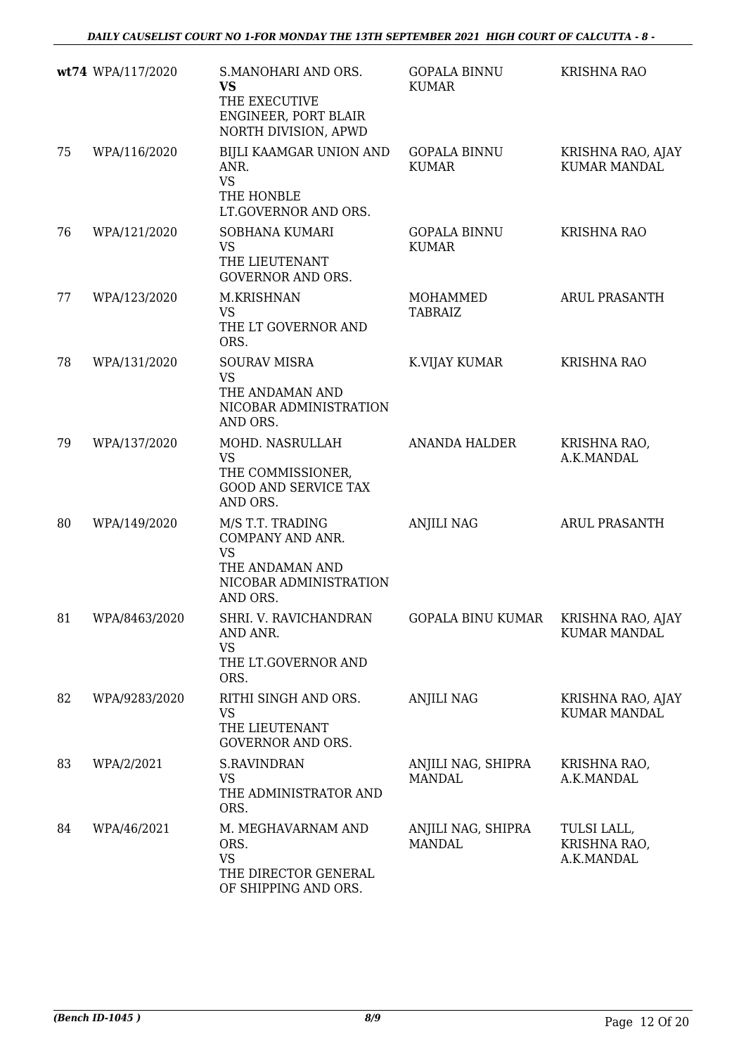| | | | | |
|---|---|---|---|---|
| **wt74** | WPA/117/2020 | S.MANOHARI AND ORS. **VS** THE EXECUTIVE ENGINEER, PORT BLAIR NORTH DIVISION, APWD | GOPALA BINNU KUMAR | KRISHNA RAO |
| 75 | WPA/116/2020 | BIJLI KAAMGAR UNION AND ANR. VS THE HONBLE LT.GOVERNOR AND ORS. | GOPALA BINNU KUMAR | KRISHNA RAO, AJAY KUMAR MANDAL |
| 76 | WPA/121/2020 | SOBHANA KUMARI VS THE LIEUTENANT GOVERNOR AND ORS. | GOPALA BINNU KUMAR | KRISHNA RAO |
| 77 | WPA/123/2020 | M.KRISHNAN VS THE LT GOVERNOR AND ORS. | MOHAMMED TABRAIZ | ARUL PRASANTH |
| 78 | WPA/131/2020 | SOURAV MISRA VS THE ANDAMAN AND NICOBAR ADMINISTRATION AND ORS. | K.VIJAY KUMAR | KRISHNA RAO |
| 79 | WPA/137/2020 | MOHD. NASRULLAH VS THE COMMISSIONER, GOOD AND SERVICE TAX AND ORS. | ANANDA HALDER | KRISHNA RAO, A.K.MANDAL |
| 80 | WPA/149/2020 | M/S T.T. TRADING COMPANY AND ANR. VS THE ANDAMAN AND NICOBAR ADMINISTRATION AND ORS. | ANJILI NAG | ARUL PRASANTH |
| 81 | WPA/8463/2020 | SHRI. V. RAVICHANDRAN AND ANR. VS THE LT.GOVERNOR AND ORS. | GOPALA BINU KUMAR | KRISHNA RAO, AJAY KUMAR MANDAL |
| 82 | WPA/9283/2020 | RITHI SINGH AND ORS. VS THE LIEUTENANT GOVERNOR AND ORS. | ANJILI NAG | KRISHNA RAO, AJAY KUMAR MANDAL |
| 83 | WPA/2/2021 | S.RAVINDRAN VS THE ADMINISTRATOR AND ORS. | ANJILI NAG, SHIPRA MANDAL | KRISHNA RAO, A.K.MANDAL |
| 84 | WPA/46/2021 | M. MEGHAVARNAM AND ORS. VS THE DIRECTOR GENERAL OF SHIPPING AND ORS. | ANJILI NAG, SHIPRA MANDAL | TULSI LALL, KRISHNA RAO, A.K.MANDAL |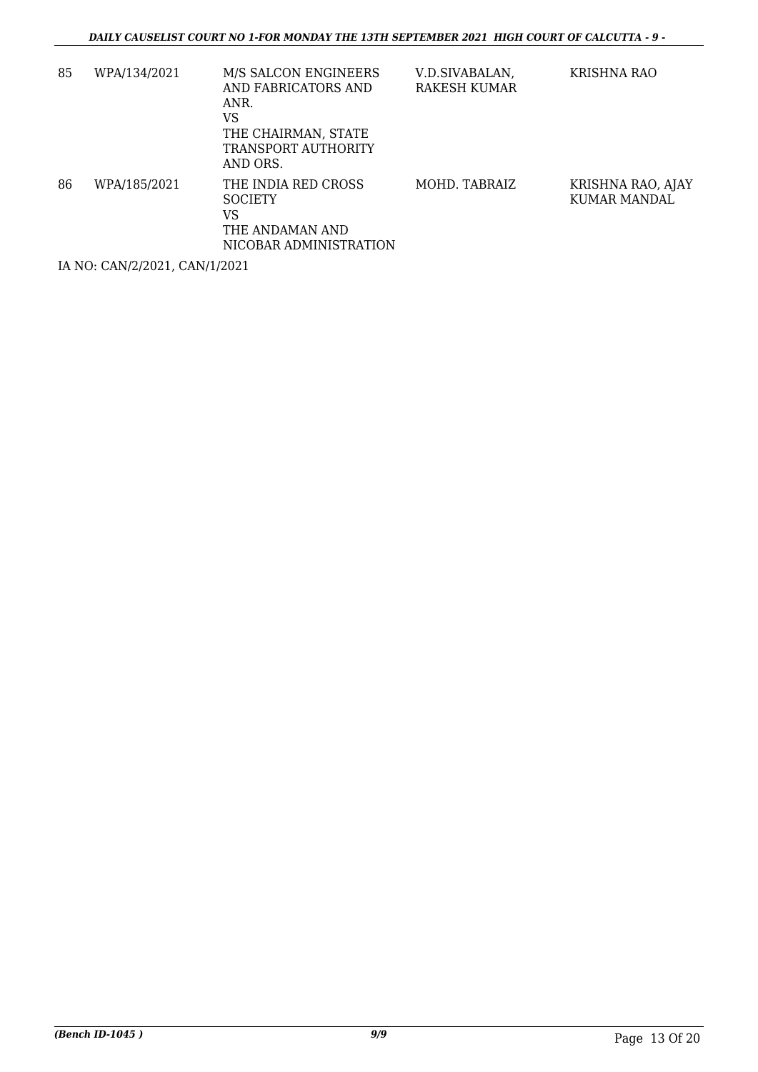| 85 | WPA/134/2021 | M/S SALCON ENGINEERS AND FABRICATORS AND ANR.<br>VS<br>THE CHAIRMAN, STATE TRANSPORT AUTHORITY AND ORS. | V.D.SIVABALAN, RAKESH KUMAR | KRISHNA RAO |
|---|---|---|---|---|
| 86 | WPA/185/2021 | THE INDIA RED CROSS SOCIETY<br>VS<br>THE ANDAMAN AND NICOBAR ADMINISTRATION | MOHD. TABRAIZ | KRISHNA RAO, AJAY KUMAR MANDAL |

IA NO: CAN/2/2021, CAN/1/2021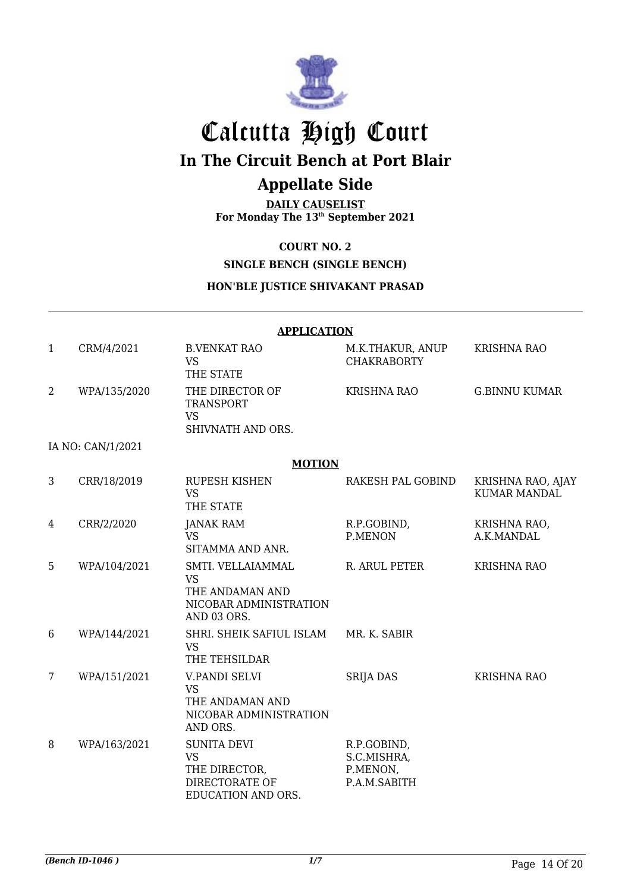# Calcutta High Court

## In The Circuit Bench at Port Blair

## Appellate Side

**DAILY CAUSELIST**
**For Monday The 13th September 2021**

**COURT NO. 2**

**SINGLE BENCH (SINGLE BENCH)**

**HON'BLE JUSTICE SHIVAKANT PRASAD**

**APPLICATION**

| | | | | |
|---|---|---|---|---|
| 1 | CRM/4/2021 | B.VENKAT RAO VS THE STATE | M.K.THAKUR, ANUP CHAKRABORTY | KRISHNA RAO |
| 2 | WPA/135/2020 | THE DIRECTOR OF TRANSPORT VS SHIVNATH AND ORS. | KRISHNA RAO | G.BINNU KUMAR |
| IA NO: CAN/1/2021 | | | | |

**MOTION**

| | | | | |
|---|---|---|---|---|
| 3 | CRR/18/2019 | RUPESH KISHEN VS THE STATE | RAKESH PAL GOBIND | KRISHNA RAO, AJAY KUMAR MANDAL |
| 4 | CRR/2/2020 | JANAK RAM VS SITAMMA AND ANR. | R.P.GOBIND, P.MENON | KRISHNA RAO, A.K.MANDAL |
| 5 | WPA/104/2021 | SMTI. VELLAIAMMAL VS THE ANDAMAN AND NICOBAR ADMINISTRATION AND 03 ORS. | R. ARUL PETER | KRISHNA RAO |
| 6 | WPA/144/2021 | SHRI. SHEIK SAFIUL ISLAM VS THE TEHSILDAR | MR. K. SABIR | |
| 7 | WPA/151/2021 | V.PANDI SELVI VS THE ANDAMAN AND NICOBAR ADMINISTRATION AND ORS. | SRIJA DAS | KRISHNA RAO |
| 8 | WPA/163/2021 | SUNITA DEVI VS THE DIRECTOR, DIRECTORATE OF EDUCATION AND ORS. | R.P.GOBIND, S.C.MISHRA, P.MENON, P.A.M.SABITH | |

*(Bench ID-1046 )* 1/7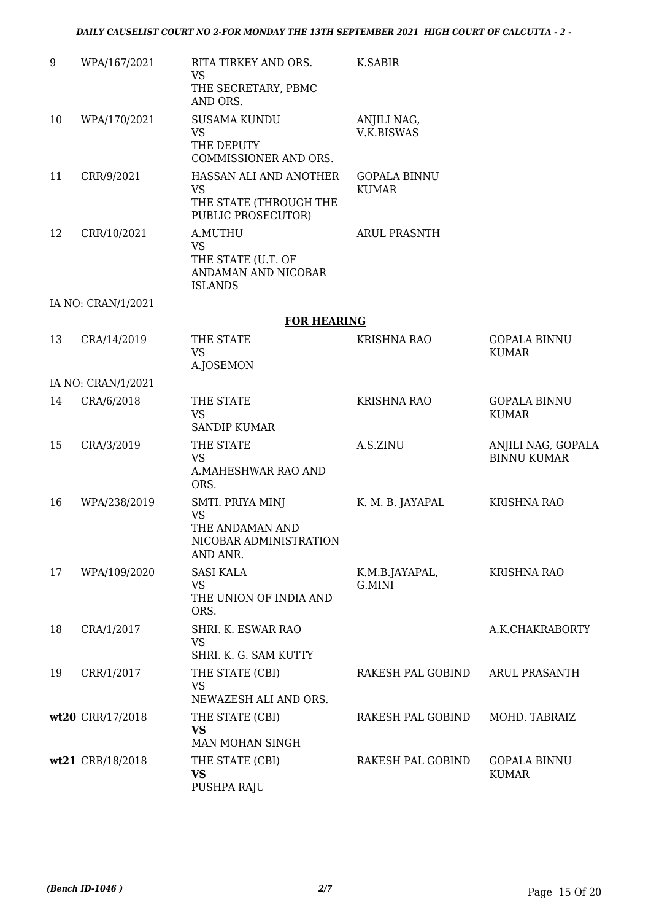| | | | | |
|---|---|---|---|---|
| 9 | WPA/167/2021 | RITA TIRKEY AND ORS.<br>VS<br>THE SECRETARY, PBMC AND ORS. | K.SABIR | |
| 10 | WPA/170/2021 | SUSAMA KUNDU<br>VS<br>THE DEPUTY COMMISSIONER AND ORS. | ANJILI NAG,<br>V.K.BISWAS | |
| 11 | CRR/9/2021 | HASSAN ALI AND ANOTHER<br>VS<br>THE STATE (THROUGH THE PUBLIC PROSECUTOR) | GOPALA BINNU KUMAR | |
| 12 | CRR/10/2021 | A.MUTHU<br>VS<br>THE STATE (U.T. OF ANDAMAN AND NICOBAR ISLANDS | ARUL PRASNTH | |
| | IA NO: CRAN/1/2021 | | | |

**FOR HEARING**

| | | | | |
|---|---|---|---|---|
| 13 | CRA/14/2019 | THE STATE<br>VS<br>A.JOSEMON | KRISHNA RAO | GOPALA BINNU KUMAR |
| | IA NO: CRAN/1/2021 | | | |
| 14 | CRA/6/2018 | THE STATE<br>VS<br>SANDIP KUMAR | KRISHNA RAO | GOPALA BINNU KUMAR |
| 15 | CRA/3/2019 | THE STATE<br>VS<br>A.MAHESHWAR RAO AND ORS. | A.S.ZINU | ANJILI NAG, GOPALA BINNU KUMAR |
| 16 | WPA/238/2019 | SMTI. PRIYA MINJ<br>VS<br>THE ANDAMAN AND NICOBAR ADMINISTRATION AND ANR. | K. M. B. JAYAPAL | KRISHNA RAO |
| 17 | WPA/109/2020 | SASI KALA<br>VS<br>THE UNION OF INDIA AND ORS. | K.M.B.JAYAPAL,<br>G.MINI | KRISHNA RAO |
| 18 | CRA/1/2017 | SHRI. K. ESWAR RAO<br>VS<br>SHRI. K. G. SAM KUTTY | | A.K.CHAKRABORTY |
| 19 | CRR/1/2017 | THE STATE (CBI)<br>VS<br>NEWAZESH ALI AND ORS. | RAKESH PAL GOBIND | ARUL PRASANTH |
| **wt20** | CRR/17/2018 | THE STATE (CBI)<br>**VS**<br>MAN MOHAN SINGH | RAKESH PAL GOBIND | MOHD. TABRAIZ |
| **wt21** | CRR/18/2018 | THE STATE (CBI)<br>**VS**<br>PUSHPA RAJU | RAKESH PAL GOBIND | GOPALA BINNU KUMAR |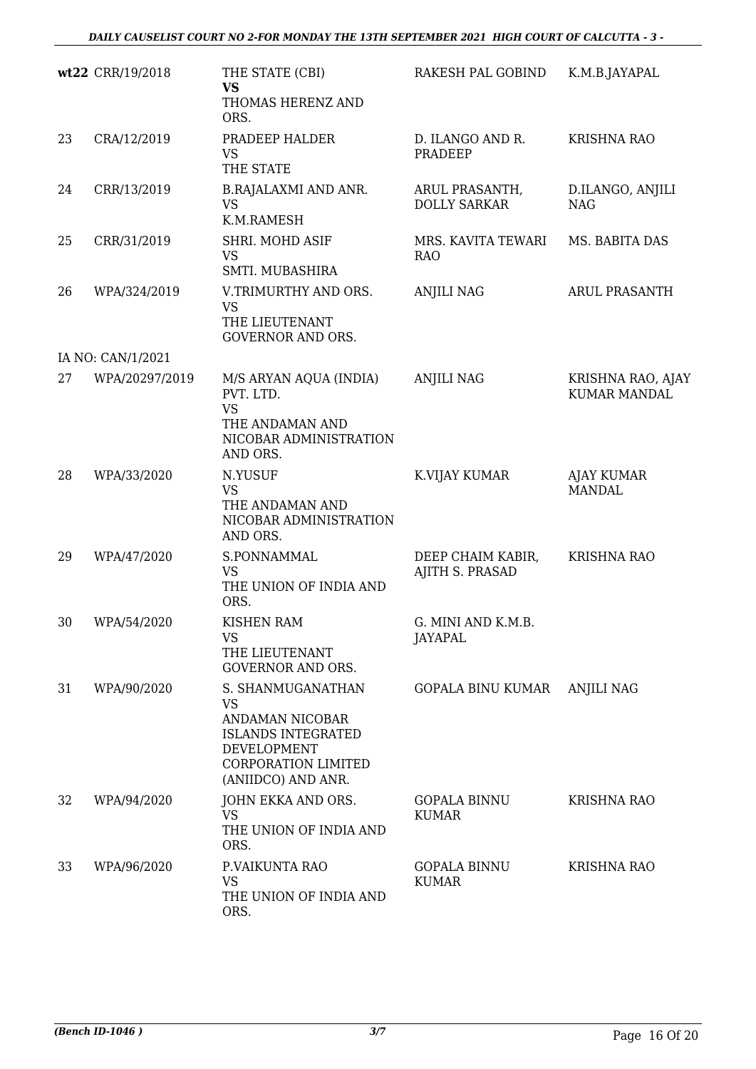| | | | | |
|---|---|---|---|---|
| **wt22** | CRR/19/2018 | THE STATE (CBI)<br>**VS**<br>THOMAS HERENZ AND ORS. | RAKESH PAL GOBIND | K.M.B.JAYAPAL |
| 23 | CRA/12/2019 | PRADEEP HALDER<br>VS<br>THE STATE | D. ILANGO AND R. PRADEEP | KRISHNA RAO |
| 24 | CRR/13/2019 | B.RAJALAXMI AND ANR.<br>VS<br>K.M.RAMESH | ARUL PRASANTH, DOLLY SARKAR | D.ILANGO, ANJILI NAG |
| 25 | CRR/31/2019 | SHRI. MOHD ASIF<br>VS<br>SMTI. MUBASHIRA | MRS. KAVITA TEWARI RAO | MS. BABITA DAS |
| 26 | WPA/324/2019 | V.TRIMURTHY AND ORS.<br>VS<br>THE LIEUTENANT GOVERNOR AND ORS. | ANJILI NAG | ARUL PRASANTH |
| | IA NO: CAN/1/2021 | | | |
| 27 | WPA/20297/2019 | M/S ARYAN AQUA (INDIA) PVT. LTD.<br>VS<br>THE ANDAMAN AND NICOBAR ADMINISTRATION AND ORS. | ANJILI NAG | KRISHNA RAO, AJAY KUMAR MANDAL |
| 28 | WPA/33/2020 | N.YUSUF<br>VS<br>THE ANDAMAN AND NICOBAR ADMINISTRATION AND ORS. | K.VIJAY KUMAR | AJAY KUMAR MANDAL |
| 29 | WPA/47/2020 | S.PONNAMMAL<br>VS<br>THE UNION OF INDIA AND ORS. | DEEP CHAIM KABIR, AJITH S. PRASAD | KRISHNA RAO |
| 30 | WPA/54/2020 | KISHEN RAM<br>VS<br>THE LIEUTENANT GOVERNOR AND ORS. | G. MINI AND K.M.B. JAYAPAL | |
| 31 | WPA/90/2020 | S. SHANMUGANATHAN<br>VS<br>ANDAMAN NICOBAR ISLANDS INTEGRATED DEVELOPMENT CORPORATION LIMITED (ANIIDCO) AND ANR. | GOPALA BINU KUMAR | ANJILI NAG |
| 32 | WPA/94/2020 | JOHN EKKA AND ORS.<br>VS<br>THE UNION OF INDIA AND ORS. | GOPALA BINNU KUMAR | KRISHNA RAO |
| 33 | WPA/96/2020 | P.VAIKUNTA RAO<br>VS<br>THE UNION OF INDIA AND ORS. | GOPALA BINNU KUMAR | KRISHNA RAO |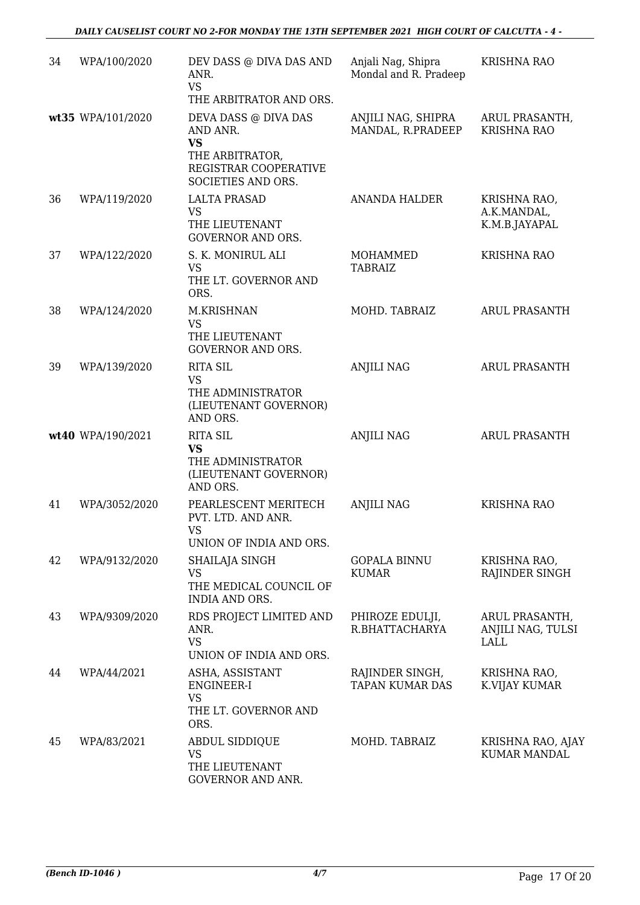| | | | | |
|---|---|---|---|---|
| 34 | WPA/100/2020 | DEV DASS @ DIVA DAS AND ANR. VS THE ARBITRATOR AND ORS. | Anjali Nag, Shipra Mondal and R. Pradeep | KRISHNA RAO |
| wt35 | WPA/101/2020 | DEVA DASS @ DIVA DAS AND ANR. **VS** THE ARBITRATOR, REGISTRAR COOPERATIVE SOCIETIES AND ORS. | ANJILI NAG, SHIPRA MANDAL, R.PRADEEP | ARUL PRASANTH, KRISHNA RAO |
| 36 | WPA/119/2020 | LALTA PRASAD VS THE LIEUTENANT GOVERNOR AND ORS. | ANANDA HALDER | KRISHNA RAO, A.K.MANDAL, K.M.B.JAYAPAL |
| 37 | WPA/122/2020 | S. K. MONIRUL ALI VS THE LT. GOVERNOR AND ORS. | MOHAMMED TABRAIZ | KRISHNA RAO |
| 38 | WPA/124/2020 | M.KRISHNAN VS THE LIEUTENANT GOVERNOR AND ORS. | MOHD. TABRAIZ | ARUL PRASANTH |
| 39 | WPA/139/2020 | RITA SIL VS THE ADMINISTRATOR (LIEUTENANT GOVERNOR) AND ORS. | ANJILI NAG | ARUL PRASANTH |
| wt40 | WPA/190/2021 | RITA SIL **VS** THE ADMINISTRATOR (LIEUTENANT GOVERNOR) AND ORS. | ANJILI NAG | ARUL PRASANTH |
| 41 | WPA/3052/2020 | PEARLESCENT MERITECH PVT. LTD. AND ANR. VS UNION OF INDIA AND ORS. | ANJILI NAG | KRISHNA RAO |
| 42 | WPA/9132/2020 | SHAILAJA SINGH VS THE MEDICAL COUNCIL OF INDIA AND ORS. | GOPALA BINNU KUMAR | KRISHNA RAO, RAJINDER SINGH |
| 43 | WPA/9309/2020 | RDS PROJECT LIMITED AND ANR. VS UNION OF INDIA AND ORS. | PHIROZE EDULJI, R.BHATTACHARYA | ARUL PRASANTH, ANJILI NAG, TULSI LALL |
| 44 | WPA/44/2021 | ASHA, ASSISTANT ENGINEER-I VS THE LT. GOVERNOR AND ORS. | RAJINDER SINGH, TAPAN KUMAR DAS | KRISHNA RAO, K.VIJAY KUMAR |
| 45 | WPA/83/2021 | ABDUL SIDDIQUE VS THE LIEUTENANT GOVERNOR AND ANR. | MOHD. TABRAIZ | KRISHNA RAO, AJAY KUMAR MANDAL |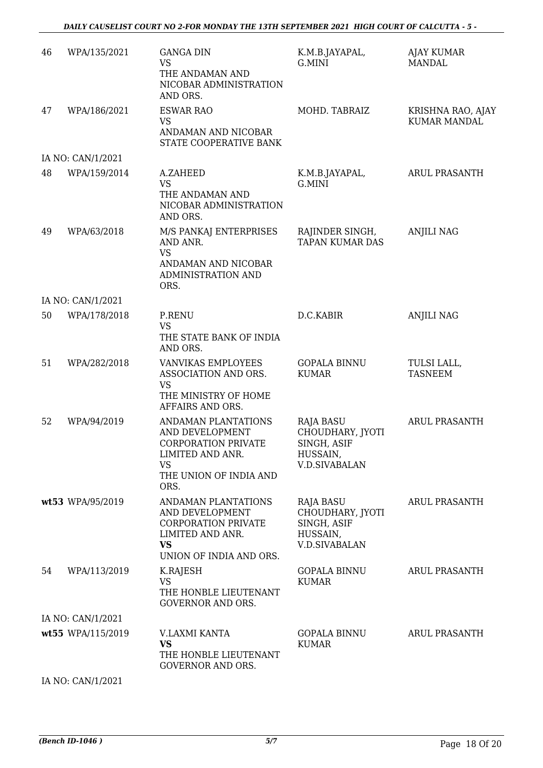| | | | | |
|---|---|---|---|---|
| 46 | WPA/135/2021 | GANGA DIN<br>VS<br>THE ANDAMAN AND NICOBAR ADMINISTRATION AND ORS. | K.M.B.JAYAPAL, G.MINI | AJAY KUMAR MANDAL |
| 47 | WPA/186/2021 | ESWAR RAO<br>VS<br>ANDAMAN AND NICOBAR STATE COOPERATIVE BANK | MOHD. TABRAIZ | KRISHNA RAO, AJAY KUMAR MANDAL |
| | IA NO: CAN/1/2021 | | | |
| 48 | WPA/159/2014 | A.ZAHEED<br>VS<br>THE ANDAMAN AND NICOBAR ADMINISTRATION AND ORS. | K.M.B.JAYAPAL, G.MINI | ARUL PRASANTH |
| 49 | WPA/63/2018 | M/S PANKAJ ENTERPRISES AND ANR.<br>VS<br>ANDAMAN AND NICOBAR ADMINISTRATION AND ORS. | RAJINDER SINGH, TAPAN KUMAR DAS | ANJILI NAG |
| | IA NO: CAN/1/2021 | | | |
| 50 | WPA/178/2018 | P.RENU<br>VS<br>THE STATE BANK OF INDIA AND ORS. | D.C.KABIR | ANJILI NAG |
| 51 | WPA/282/2018 | VANVIKAS EMPLOYEES ASSOCIATION AND ORS.<br>VS<br>THE MINISTRY OF HOME AFFAIRS AND ORS. | GOPALA BINNU KUMAR | TULSI LALL, TASNEEM |
| 52 | WPA/94/2019 | ANDAMAN PLANTATIONS AND DEVELOPMENT CORPORATION PRIVATE LIMITED AND ANR.<br>VS<br>THE UNION OF INDIA AND ORS. | RAJA BASU CHOUDHARY, JYOTI SINGH, ASIF HUSSAIN, V.D.SIVABALAN | ARUL PRASANTH |
| **wt53** | WPA/95/2019 | ANDAMAN PLANTATIONS AND DEVELOPMENT CORPORATION PRIVATE LIMITED AND ANR.<br>**VS**<br>UNION OF INDIA AND ORS. | RAJA BASU CHOUDHARY, JYOTI SINGH, ASIF HUSSAIN, V.D.SIVABALAN | ARUL PRASANTH |
| 54 | WPA/113/2019 | K.RAJESH<br>VS<br>THE HONBLE LIEUTENANT GOVERNOR AND ORS. | GOPALA BINNU KUMAR | ARUL PRASANTH |
| | IA NO: CAN/1/2021 | | | |
| **wt55** | WPA/115/2019 | V.LAXMI KANTA<br>**VS**<br>THE HONBLE LIEUTENANT GOVERNOR AND ORS. | GOPALA BINNU KUMAR | ARUL PRASANTH |
| | IA NO: CAN/1/2021 | | | |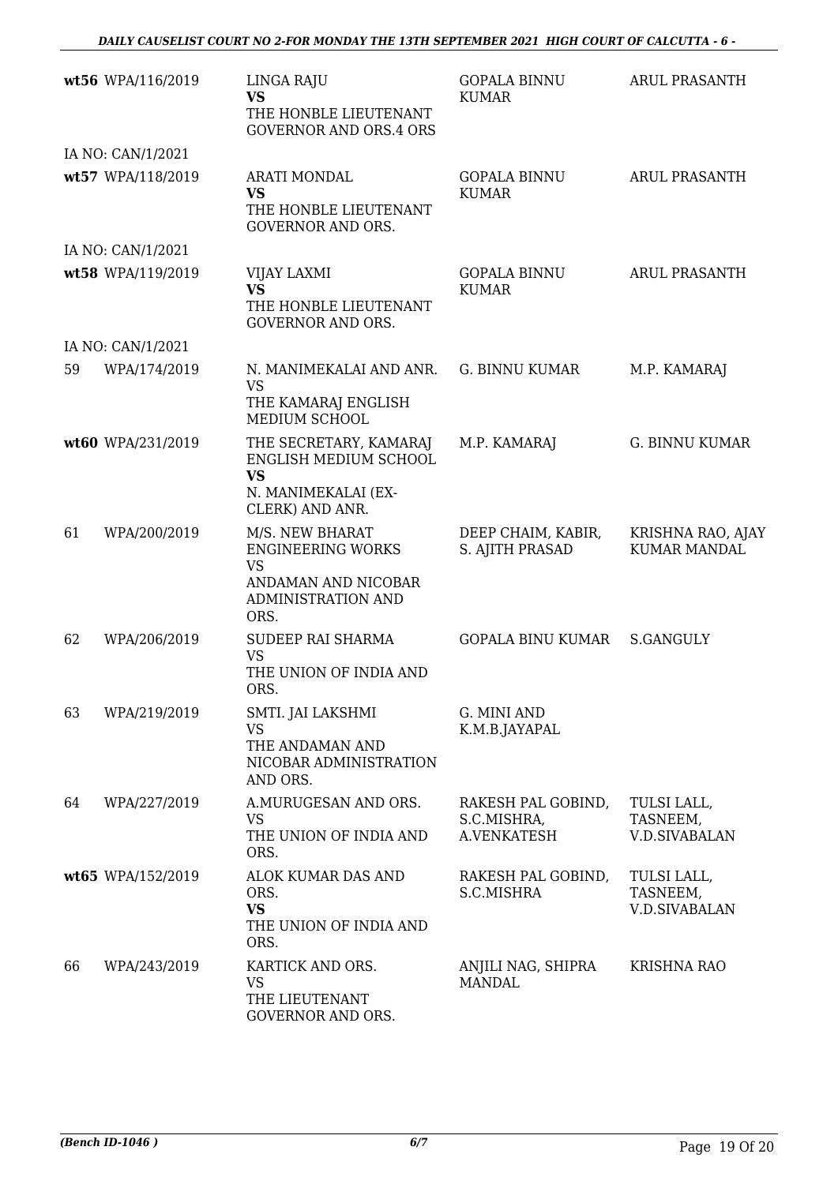| | | | | |
|---|---|---|---|---|
| **wt56** | WPA/116/2019 | LINGA RAJU<br>**VS**<br>THE HONBLE LIEUTENANT GOVERNOR AND ORS.4 ORS | GOPALA BINNU KUMAR | ARUL PRASANTH |
| | IA NO: CAN/1/2021 | | | |
| **wt57** | WPA/118/2019 | ARATI MONDAL<br>**VS**<br>THE HONBLE LIEUTENANT GOVERNOR AND ORS. | GOPALA BINNU KUMAR | ARUL PRASANTH |
| | IA NO: CAN/1/2021 | | | |
| **wt58** | WPA/119/2019 | VIJAY LAXMI<br>**VS**<br>THE HONBLE LIEUTENANT GOVERNOR AND ORS. | GOPALA BINNU KUMAR | ARUL PRASANTH |
| | IA NO: CAN/1/2021 | | | |
| 59 | WPA/174/2019 | N. MANIMEKALAI AND ANR.<br>VS<br>THE KAMARAJ ENGLISH MEDIUM SCHOOL | G. BINNU KUMAR | M.P. KAMARAJ |
| **wt60** | WPA/231/2019 | THE SECRETARY, KAMARAJ ENGLISH MEDIUM SCHOOL<br>**VS**<br>N. MANIMEKALAI (EX-CLERK) AND ANR. | M.P. KAMARAJ | G. BINNU KUMAR |
| 61 | WPA/200/2019 | M/S. NEW BHARAT ENGINEERING WORKS<br>VS<br>ANDAMAN AND NICOBAR ADMINISTRATION AND ORS. | DEEP CHAIM, KABIR, S. AJITH PRASAD | KRISHNA RAO, AJAY KUMAR MANDAL |
| 62 | WPA/206/2019 | SUDEEP RAI SHARMA<br>VS<br>THE UNION OF INDIA AND ORS. | GOPALA BINU KUMAR | S.GANGULY |
| 63 | WPA/219/2019 | SMTI. JAI LAKSHMI<br>VS<br>THE ANDAMAN AND NICOBAR ADMINISTRATION AND ORS. | G. MINI AND K.M.B.JAYAPAL | |
| 64 | WPA/227/2019 | A.MURUGESAN AND ORS.<br>VS<br>THE UNION OF INDIA AND ORS. | RAKESH PAL GOBIND, S.C.MISHRA, A.VENKATESH | TULSI LALL, TASNEEM, V.D.SIVABALAN |
| **wt65** | WPA/152/2019 | ALOK KUMAR DAS AND ORS.<br>**VS**<br>THE UNION OF INDIA AND ORS. | RAKESH PAL GOBIND, S.C.MISHRA | TULSI LALL, TASNEEM, V.D.SIVABALAN |
| 66 | WPA/243/2019 | KARTICK AND ORS.<br>VS<br>THE LIEUTENANT GOVERNOR AND ORS. | ANJILI NAG, SHIPRA MANDAL | KRISHNA RAO |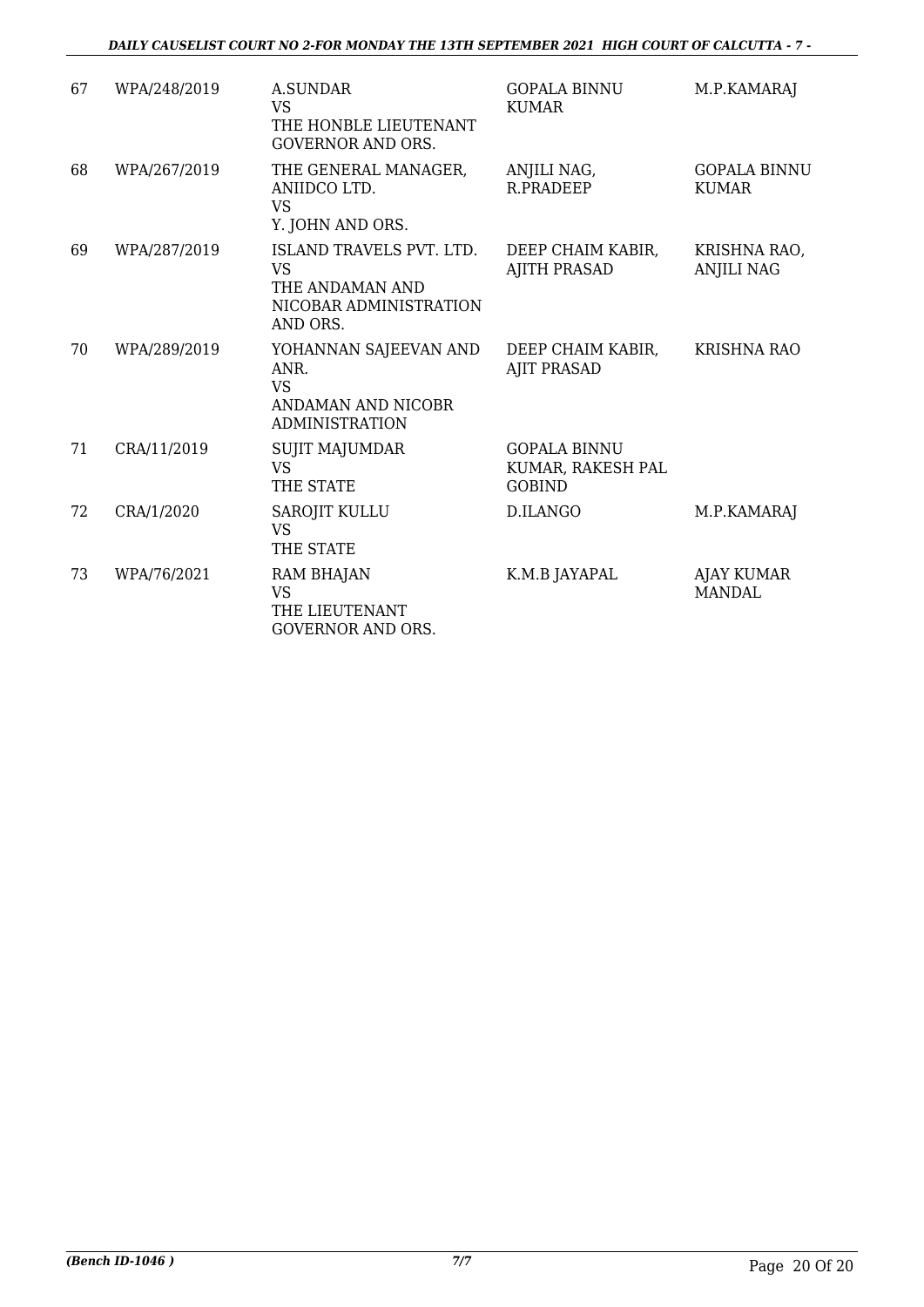| | | | | |
|---|---|---|---|---|
| 67 | WPA/248/2019 | A.SUNDAR<br>VS<br>THE HONBLE LIEUTENANT GOVERNOR AND ORS. | GOPALA BINNU KUMAR | M.P.KAMARAJ |
| 68 | WPA/267/2019 | THE GENERAL MANAGER, ANIIDCO LTD.<br>VS<br>Y. JOHN AND ORS. | ANJILI NAG, R.PRADEEP | GOPALA BINNU KUMAR |
| 69 | WPA/287/2019 | ISLAND TRAVELS PVT. LTD.<br>VS<br>THE ANDAMAN AND NICOBAR ADMINISTRATION AND ORS. | DEEP CHAIM KABIR, AJITH PRASAD | KRISHNA RAO, ANJILI NAG |
| 70 | WPA/289/2019 | YOHANNAN SAJEEVAN AND ANR.<br>VS<br>ANDAMAN AND NICOBR ADMINISTRATION | DEEP CHAIM KABIR, AJIT PRASAD | KRISHNA RAO |
| 71 | CRA/11/2019 | SUJIT MAJUMDAR<br>VS<br>THE STATE | GOPALA BINNU KUMAR, RAKESH PAL GOBIND | |
| 72 | CRA/1/2020 | SAROJIT KULLU<br>VS<br>THE STATE | D.ILANGO | M.P.KAMARAJ |
| 73 | WPA/76/2021 | RAM BHAJAN<br>VS<br>THE LIEUTENANT GOVERNOR AND ORS. | K.M.B JAYAPAL | AJAY KUMAR MANDAL |